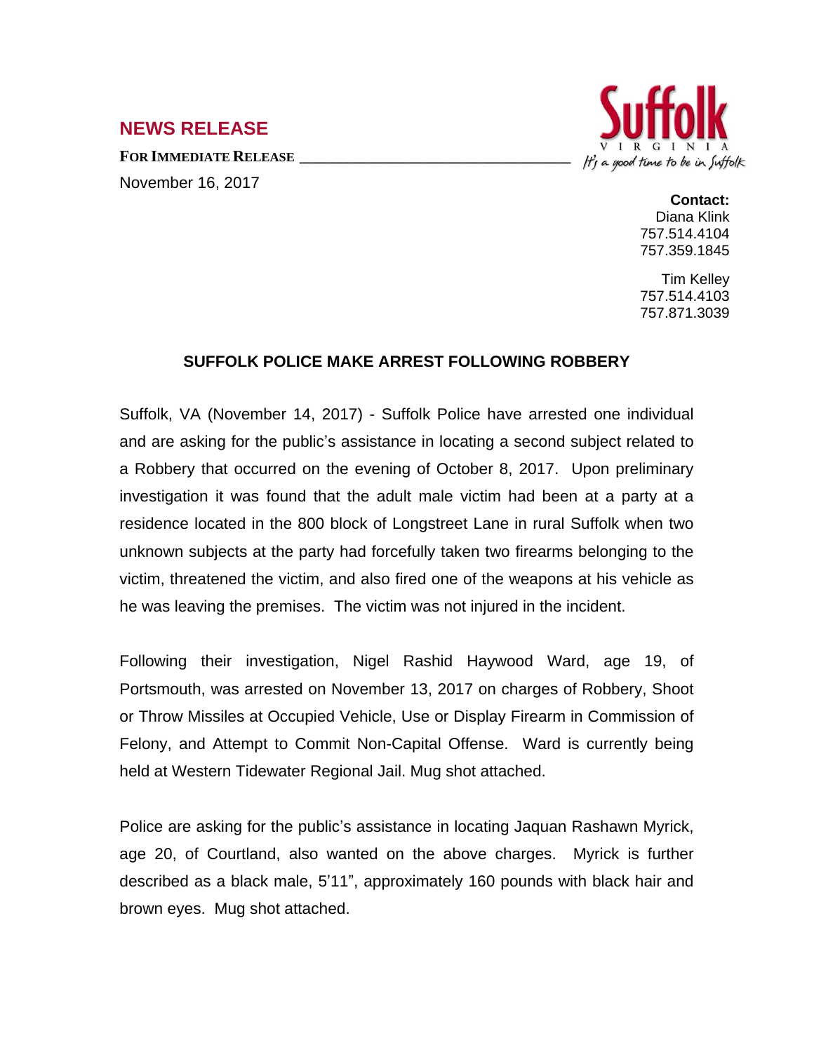## NEWS RELEASE

**FOR IMMEDIATE RELEASE**

November 16, 2017

Suffolk VIRGINIA It's a good time to be in Suffolk

**Contact:**
Diana Klink
757.514.4104
757.359.1845

Tim Kelley
757.514.4103
757.871.3039

### SUFFOLK POLICE MAKE ARREST FOLLOWING ROBBERY

Suffolk, VA (November 14, 2017) - Suffolk Police have arrested one individual and are asking for the public's assistance in locating a second subject related to a Robbery that occurred on the evening of October 8, 2017. Upon preliminary investigation it was found that the adult male victim had been at a party at a residence located in the 800 block of Longstreet Lane in rural Suffolk when two unknown subjects at the party had forcefully taken two firearms belonging to the victim, threatened the victim, and also fired one of the weapons at his vehicle as he was leaving the premises. The victim was not injured in the incident.

Following their investigation, Nigel Rashid Haywood Ward, age 19, of Portsmouth, was arrested on November 13, 2017 on charges of Robbery, Shoot or Throw Missiles at Occupied Vehicle, Use or Display Firearm in Commission of Felony, and Attempt to Commit Non-Capital Offense. Ward is currently being held at Western Tidewater Regional Jail. Mug shot attached.

Police are asking for the public's assistance in locating Jaquan Rashawn Myrick, age 20, of Courtland, also wanted on the above charges. Myrick is further described as a black male, 5'11", approximately 160 pounds with black hair and brown eyes. Mug shot attached.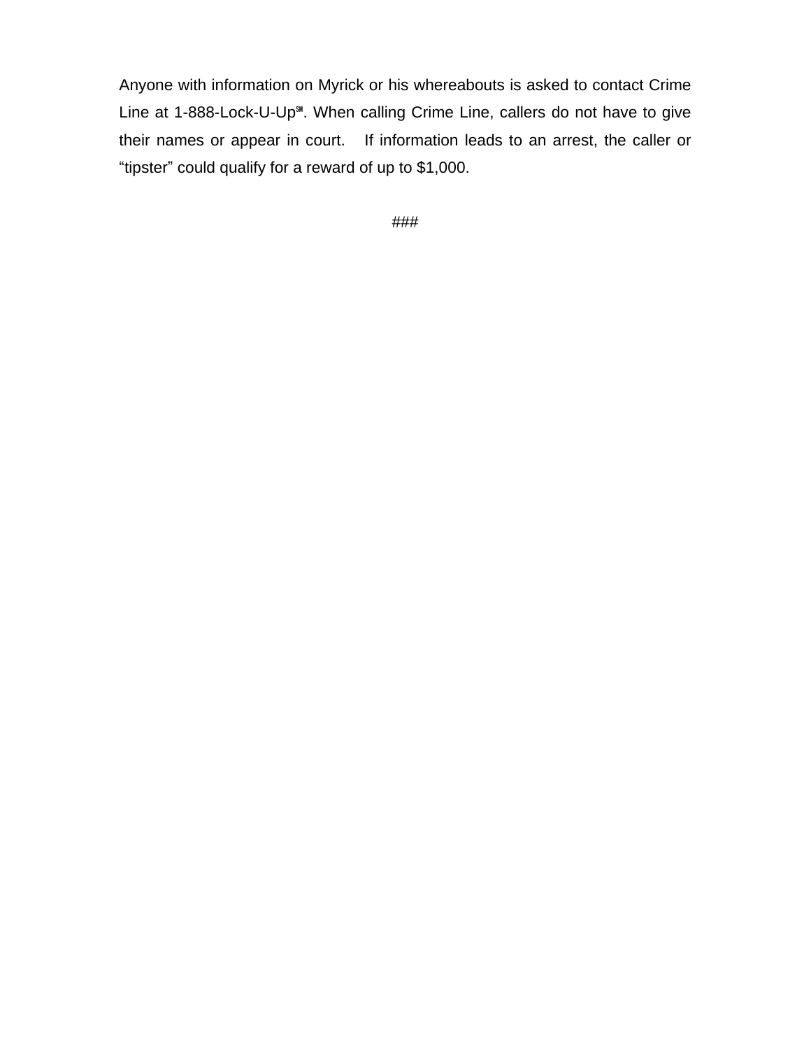Anyone with information on Myrick or his whereabouts is asked to contact Crime Line at 1-888-Lock-U-Up℠. When calling Crime Line, callers do not have to give their names or appear in court. If information leads to an arrest, the caller or "tipster" could qualify for a reward of up to $1,000.

###